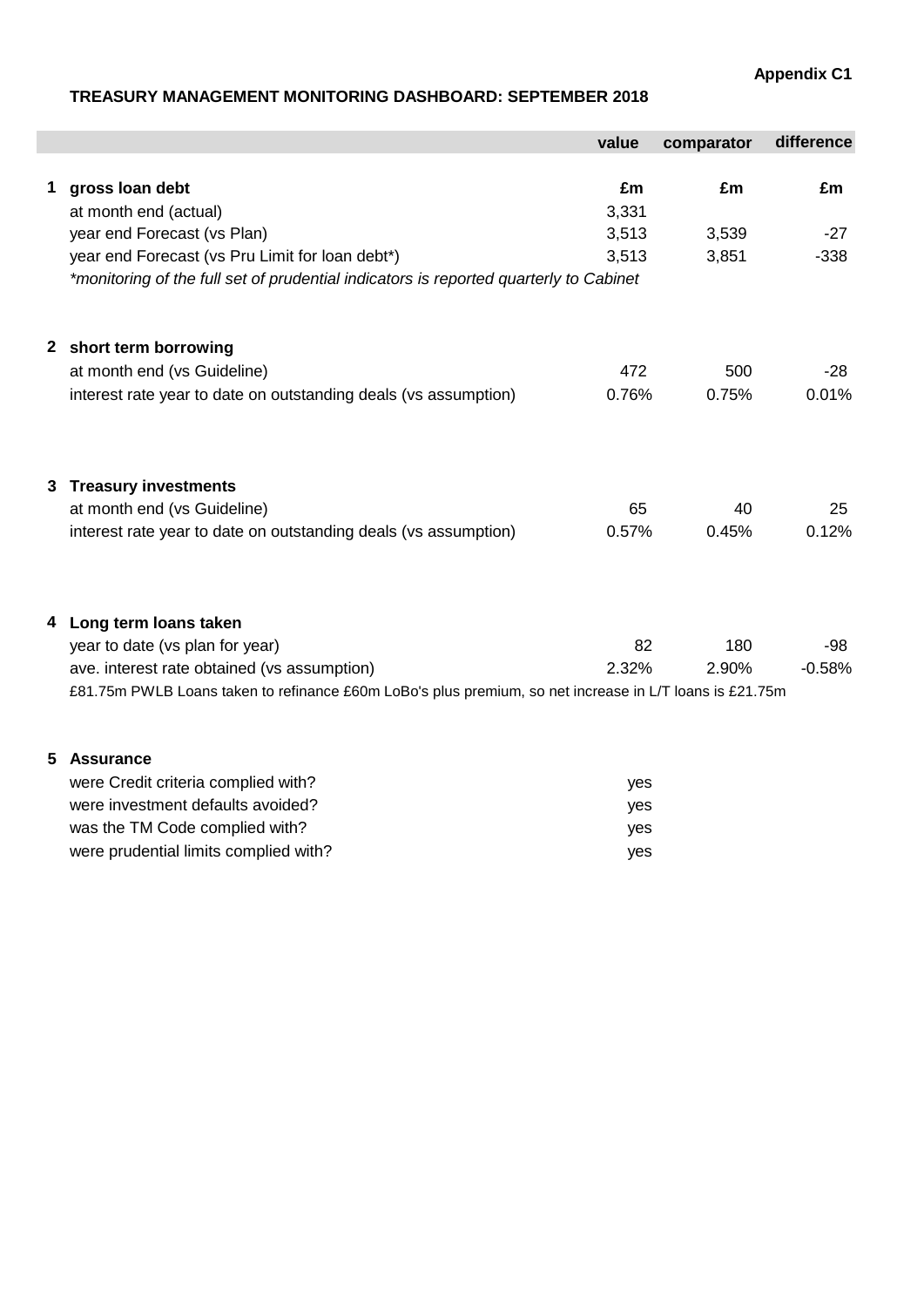**Appendix C1**

# TREASURY MANAGEMENT MONITORING DASHBOARD: SEPTEMBER 2018

| | | value | comparator | difference |
|---|---|---|---|---|
| **1** | **gross loan debt** | **£m** | **£m** | **£m** |
| | at month end (actual) | 3,331 | | |
| | year end Forecast (vs Plan) | 3,513 | 3,539 | -27 |
| | year end Forecast (vs Pru Limit for loan debt*) | 3,513 | 3,851 | -338 |
| | *\*monitoring of the full set of prudential indicators is reported quarterly to Cabinet* | | | |
| **2** | **short term borrowing** | | | |
| | at month end (vs Guideline) | 472 | 500 | -28 |
| | interest rate year to date on outstanding deals (vs assumption) | 0.76% | 0.75% | 0.01% |
| **3** | **Treasury investments** | | | |
| | at month end (vs Guideline) | 65 | 40 | 25 |
| | interest rate year to date on outstanding deals (vs assumption) | 0.57% | 0.45% | 0.12% |
| **4** | **Long term loans taken** | | | |
| | year to date (vs plan for year) | 82 | 180 | -98 |
| | ave. interest rate obtained (vs assumption) | 2.32% | 2.90% | -0.58% |
| | £81.75m PWLB Loans taken to refinance £60m LoBo's plus premium, so net increase in L/T loans is £21.75m | | | |
| **5** | **Assurance** | | | |
| | were Credit criteria complied with? | yes | | |
| | were investment defaults avoided? | yes | | |
| | was the TM Code complied with? | yes | | |
| | were prudential limits complied with? | yes | | |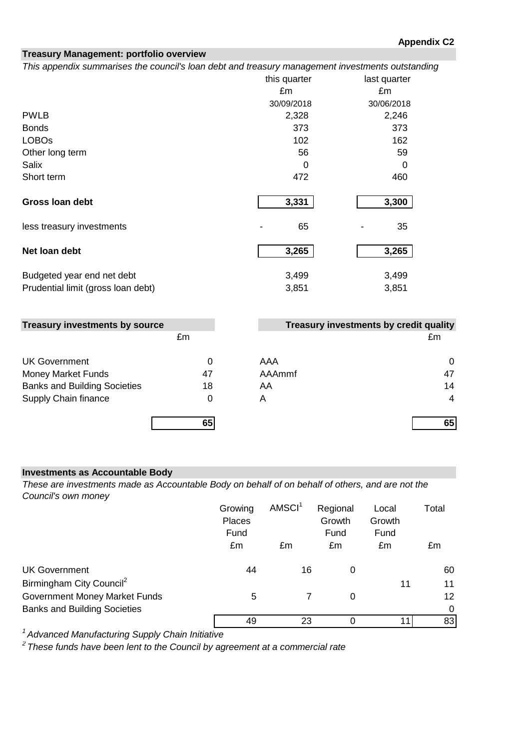**Appendix C2**

## Treasury Management: portfolio overview

*This appendix summarises the council's loan debt and treasury management investments outstanding*

| | this quarter £m 30/09/2018 | last quarter £m 30/06/2018 |
|---|---|---|
| PWLB | 2,328 | 2,246 |
| Bonds | 373 | 373 |
| LOBOs | 102 | 162 |
| Other long term | 56 | 59 |
| Salix | 0 | 0 |
| Short term | 472 | 460 |
| **Gross loan debt** | **3,331** | **3,300** |
| less treasury investments | - 65 | - 35 |
| **Net loan debt** | **3,265** | **3,265** |
| Budgeted year end net debt | 3,499 | 3,499 |
| Prudential limit (gross loan debt) | 3,851 | 3,851 |

### Treasury investments by source

| | £m |
|---|---|
| UK Government | 0 |
| Money Market Funds | 47 |
| Banks and Building Societies | 18 |
| Supply Chain finance | 0 |
| | **65** |

### Treasury investments by credit quality

| | £m |
|---|---|
| AAA | 0 |
| AAAmmf | 47 |
| AA | 14 |
| A | 4 |
| | **65** |

## Investments as Accountable Body

*These are investments made as Accountable Body on behalf of on behalf of others, and are not the Council's own money*

| | Growing Places Fund £m | AMSCI[1] £m | Regional Growth Fund £m | Local Growth Fund £m | Total £m |
|---|---|---|---|---|---|
| UK Government | 44 | 16 | 0 | | 60 |
| Birmingham City Council[2] | | | | 11 | 11 |
| Government Money Market Funds | 5 | 7 | 0 | | 12 |
| Banks and Building Societies | | | | | 0 |
| | 49 | 23 | 0 | 11 | 83 |

*[1] Advanced Manufacturing Supply Chain Initiative*

*[2] These funds have been lent to the Council by agreement at a commercial rate*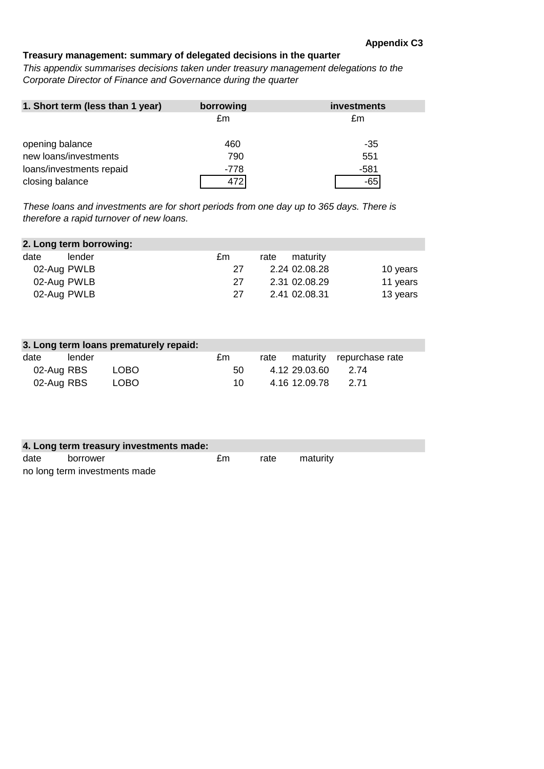**Appendix C3**

**Treasury management: summary of delegated decisions in the quarter**

*This appendix summarises decisions taken under treasury management delegations to the Corporate Director of Finance and Governance during the quarter*

| 1. Short term (less than 1 year) | borrowing | investments |
|---|---|---|
| | £m | £m |
| opening balance | 460 | -35 |
| new loans/investments | 790 | 551 |
| loans/investments repaid | -778 | -581 |
| closing balance | 472 | -65 |

*These loans and investments are for short periods from one day up to 365 days. There is therefore a rapid turnover of new loans.*

**2. Long term borrowing:**

| date | lender | £m | rate | maturity | |
|---|---|---|---|---|---|
| 02-Aug | PWLB | 27 | 2.24 | 02.08.28 | 10 years |
| 02-Aug | PWLB | 27 | 2.31 | 02.08.29 | 11 years |
| 02-Aug | PWLB | 27 | 2.41 | 02.08.31 | 13 years |

**3. Long term loans prematurely repaid:**

| date | lender | | £m | rate | maturity | repurchase rate |
|---|---|---|---|---|---|---|
| 02-Aug | RBS | LOBO | 50 | 4.12 | 29.03.60 | 2.74 |
| 02-Aug | RBS | LOBO | 10 | 4.16 | 12.09.78 | 2.71 |

**4. Long term treasury investments made:**

| date | borrower | £m | rate | maturity |
|---|---|---|---|---|
| no long term investments made | | | | |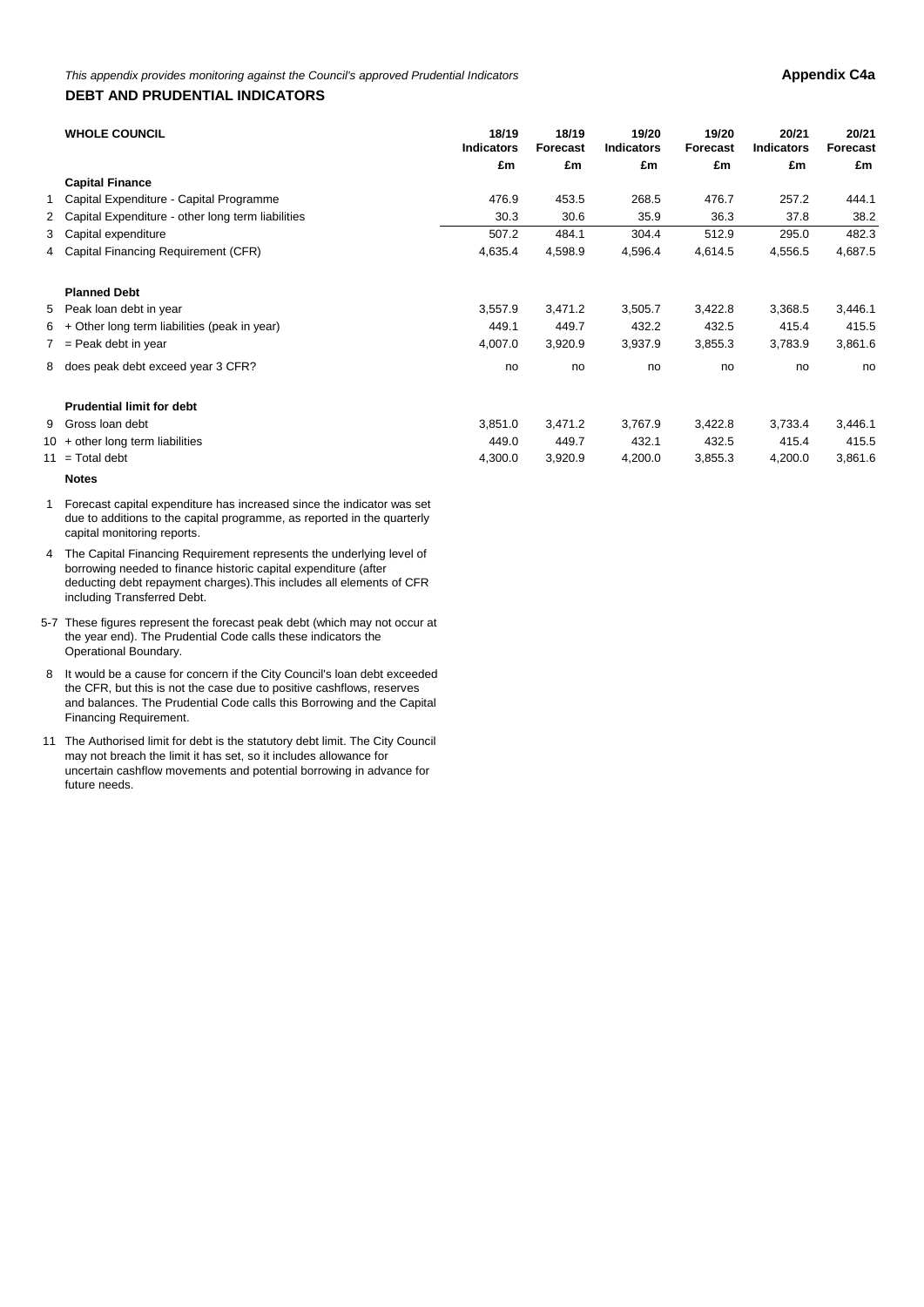*This appendix provides monitoring against the Council's approved Prudential Indicators*

**Appendix C4a**

## DEBT AND PRUDENTIAL INDICATORS

| | **WHOLE COUNCIL** | **18/19 Indicators** | **18/19 Forecast** | **19/20 Indicators** | **19/20 Forecast** | **20/21 Indicators** | **20/21 Forecast** |
|---|---|---|---|---|---|---|---|
| | | **£m** | **£m** | **£m** | **£m** | **£m** | **£m** |
| | **Capital Finance** | | | | | | |
| 1 | Capital Expenditure - Capital Programme | 476.9 | 453.5 | 268.5 | 476.7 | 257.2 | 444.1 |
| 2 | Capital Expenditure - other long term liabilities | 30.3 | 30.6 | 35.9 | 36.3 | 37.8 | 38.2 |
| 3 | Capital expenditure | 507.2 | 484.1 | 304.4 | 512.9 | 295.0 | 482.3 |
| 4 | Capital Financing Requirement (CFR) | 4,635.4 | 4,598.9 | 4,596.4 | 4,614.5 | 4,556.5 | 4,687.5 |
| | **Planned Debt** | | | | | | |
| 5 | Peak loan debt in year | 3,557.9 | 3,471.2 | 3,505.7 | 3,422.8 | 3,368.5 | 3,446.1 |
| 6 | + Other long term liabilities (peak in year) | 449.1 | 449.7 | 432.2 | 432.5 | 415.4 | 415.5 |
| 7 | = Peak debt in year | 4,007.0 | 3,920.9 | 3,937.9 | 3,855.3 | 3,783.9 | 3,861.6 |
| 8 | does peak debt exceed year 3 CFR? | no | no | no | no | no | no |
| | **Prudential limit for debt** | | | | | | |
| 9 | Gross loan debt | 3,851.0 | 3,471.2 | 3,767.9 | 3,422.8 | 3,733.4 | 3,446.1 |
| 10 | + other long term liabilities | 449.0 | 449.7 | 432.1 | 432.5 | 415.4 | 415.5 |
| 11 | = Total debt | 4,300.0 | 3,920.9 | 4,200.0 | 3,855.3 | 4,200.0 | 3,861.6 |

**Notes**

1 Forecast capital expenditure has increased since the indicator was set due to additions to the capital programme, as reported in the quarterly capital monitoring reports.

4 The Capital Financing Requirement represents the underlying level of borrowing needed to finance historic capital expenditure (after deducting debt repayment charges).This includes all elements of CFR including Transferred Debt.

5-7 These figures represent the forecast peak debt (which may not occur at the year end). The Prudential Code calls these indicators the Operational Boundary.

8 It would be a cause for concern if the City Council's loan debt exceeded the CFR, but this is not the case due to positive cashflows, reserves and balances. The Prudential Code calls this Borrowing and the Capital Financing Requirement.

11 The Authorised limit for debt is the statutory debt limit. The City Council may not breach the limit it has set, so it includes allowance for uncertain cashflow movements and potential borrowing in advance for future needs.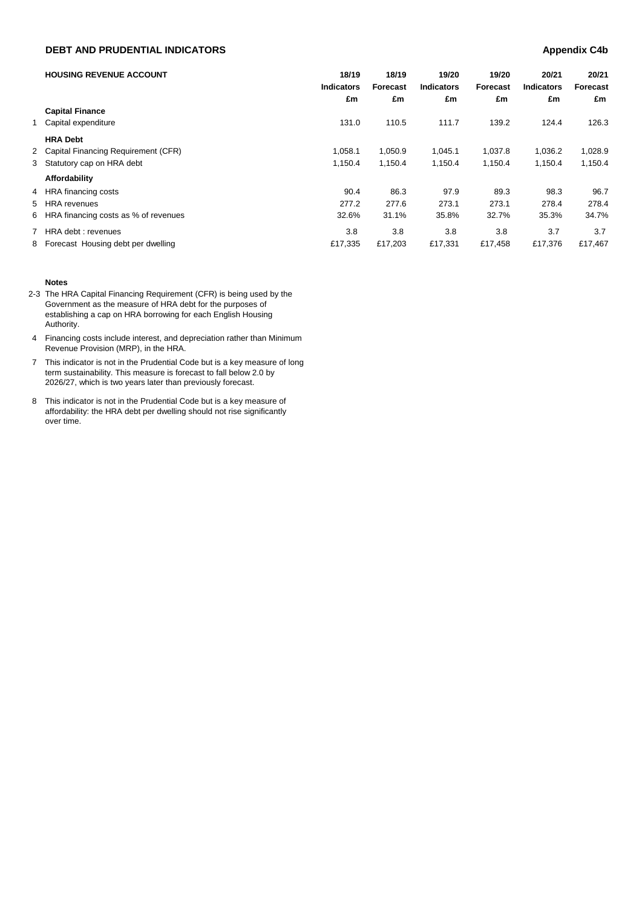## DEBT AND PRUDENTIAL INDICATORS

**Appendix C4b**

| | **HOUSING REVENUE ACCOUNT** | **18/19 Indicators £m** | **18/19 Forecast £m** | **19/20 Indicators £m** | **19/20 Forecast £m** | **20/21 Indicators £m** | **20/21 Forecast £m** |
|---|---|---|---|---|---|---|---|
| | **Capital Finance** | | | | | | |
| 1 | Capital expenditure | 131.0 | 110.5 | 111.7 | 139.2 | 124.4 | 126.3 |
| | **HRA Debt** | | | | | | |
| 2 | Capital Financing Requirement (CFR) | 1,058.1 | 1,050.9 | 1,045.1 | 1,037.8 | 1,036.2 | 1,028.9 |
| 3 | Statutory cap on HRA debt | 1,150.4 | 1,150.4 | 1,150.4 | 1,150.4 | 1,150.4 | 1,150.4 |
| | **Affordability** | | | | | | |
| 4 | HRA financing costs | 90.4 | 86.3 | 97.9 | 89.3 | 98.3 | 96.7 |
| 5 | HRA revenues | 277.2 | 277.6 | 273.1 | 273.1 | 278.4 | 278.4 |
| 6 | HRA financing costs as % of revenues | 32.6% | 31.1% | 35.8% | 32.7% | 35.3% | 34.7% |
| 7 | HRA debt : revenues | 3.8 | 3.8 | 3.8 | 3.8 | 3.7 | 3.7 |
| 8 | Forecast Housing debt per dwelling | £17,335 | £17,203 | £17,331 | £17,458 | £17,376 | £17,467 |

**Notes**

2-3 The HRA Capital Financing Requirement (CFR) is being used by the Government as the measure of HRA debt for the purposes of establishing a cap on HRA borrowing for each English Housing Authority.

4 Financing costs include interest, and depreciation rather than Minimum Revenue Provision (MRP), in the HRA.

7 This indicator is not in the Prudential Code but is a key measure of long term sustainability. This measure is forecast to fall below 2.0 by 2026/27, which is two years later than previously forecast.

8 This indicator is not in the Prudential Code but is a key measure of affordability: the HRA debt per dwelling should not rise significantly over time.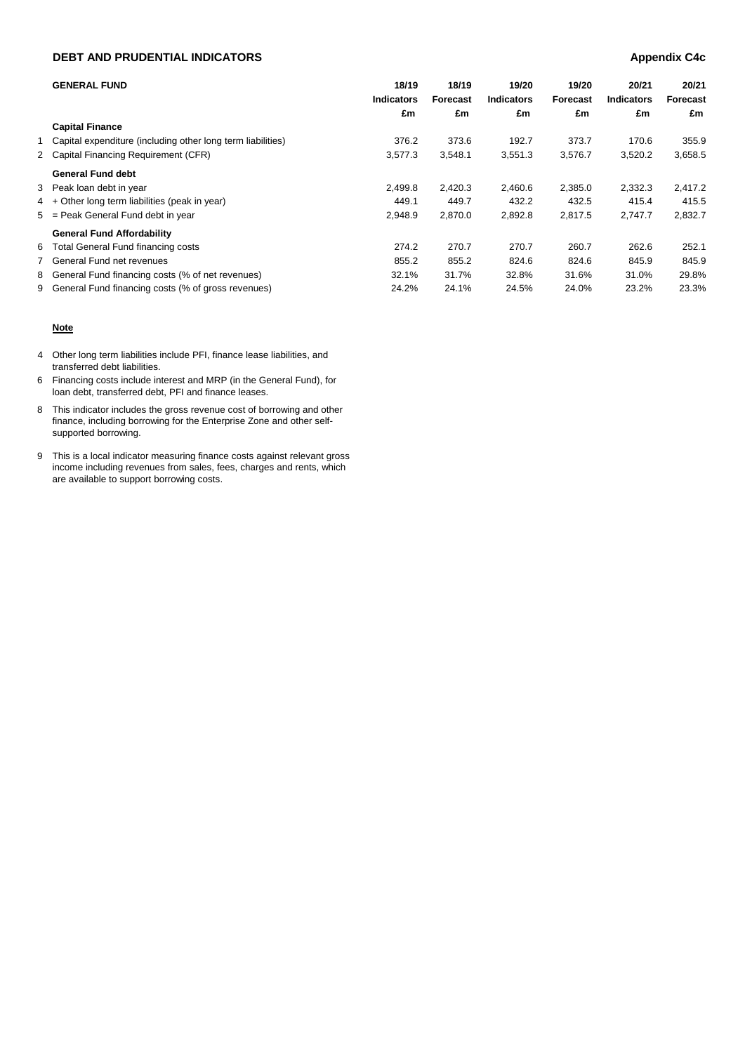## DEBT AND PRUDENTIAL INDICATORS

**Appendix C4c**

| | GENERAL FUND | 18/19 Indicators £m | 18/19 Forecast £m | 19/20 Indicators £m | 19/20 Forecast £m | 20/21 Indicators £m | 20/21 Forecast £m |
|---|---|---|---|---|---|---|---|
| | **Capital Finance** | | | | | | |
| 1 | Capital expenditure (including other long term liabilities) | 376.2 | 373.6 | 192.7 | 373.7 | 170.6 | 355.9 |
| 2 | Capital Financing Requirement (CFR) | 3,577.3 | 3,548.1 | 3,551.3 | 3,576.7 | 3,520.2 | 3,658.5 |
| | **General Fund debt** | | | | | | |
| 3 | Peak loan debt in year | 2,499.8 | 2,420.3 | 2,460.6 | 2,385.0 | 2,332.3 | 2,417.2 |
| 4 | + Other long term liabilities (peak in year) | 449.1 | 449.7 | 432.2 | 432.5 | 415.4 | 415.5 |
| 5 | = Peak General Fund debt in year | 2,948.9 | 2,870.0 | 2,892.8 | 2,817.5 | 2,747.7 | 2,832.7 |
| | **General Fund Affordability** | | | | | | |
| 6 | Total General Fund financing costs | 274.2 | 270.7 | 270.7 | 260.7 | 262.6 | 252.1 |
| 7 | General Fund net revenues | 855.2 | 855.2 | 824.6 | 824.6 | 845.9 | 845.9 |
| 8 | General Fund financing costs (% of net revenues) | 32.1% | 31.7% | 32.8% | 31.6% | 31.0% | 29.8% |
| 9 | General Fund financing costs (% of gross revenues) | 24.2% | 24.1% | 24.5% | 24.0% | 23.2% | 23.3% |

**Note**

4 Other long term liabilities include PFI, finance lease liabilities, and transferred debt liabilities.

6 Financing costs include interest and MRP (in the General Fund), for loan debt, transferred debt, PFI and finance leases.

8 This indicator includes the gross revenue cost of borrowing and other finance, including borrowing for the Enterprise Zone and other self-supported borrowing.

9 This is a local indicator measuring finance costs against relevant gross income including revenues from sales, fees, charges and rents, which are available to support borrowing costs.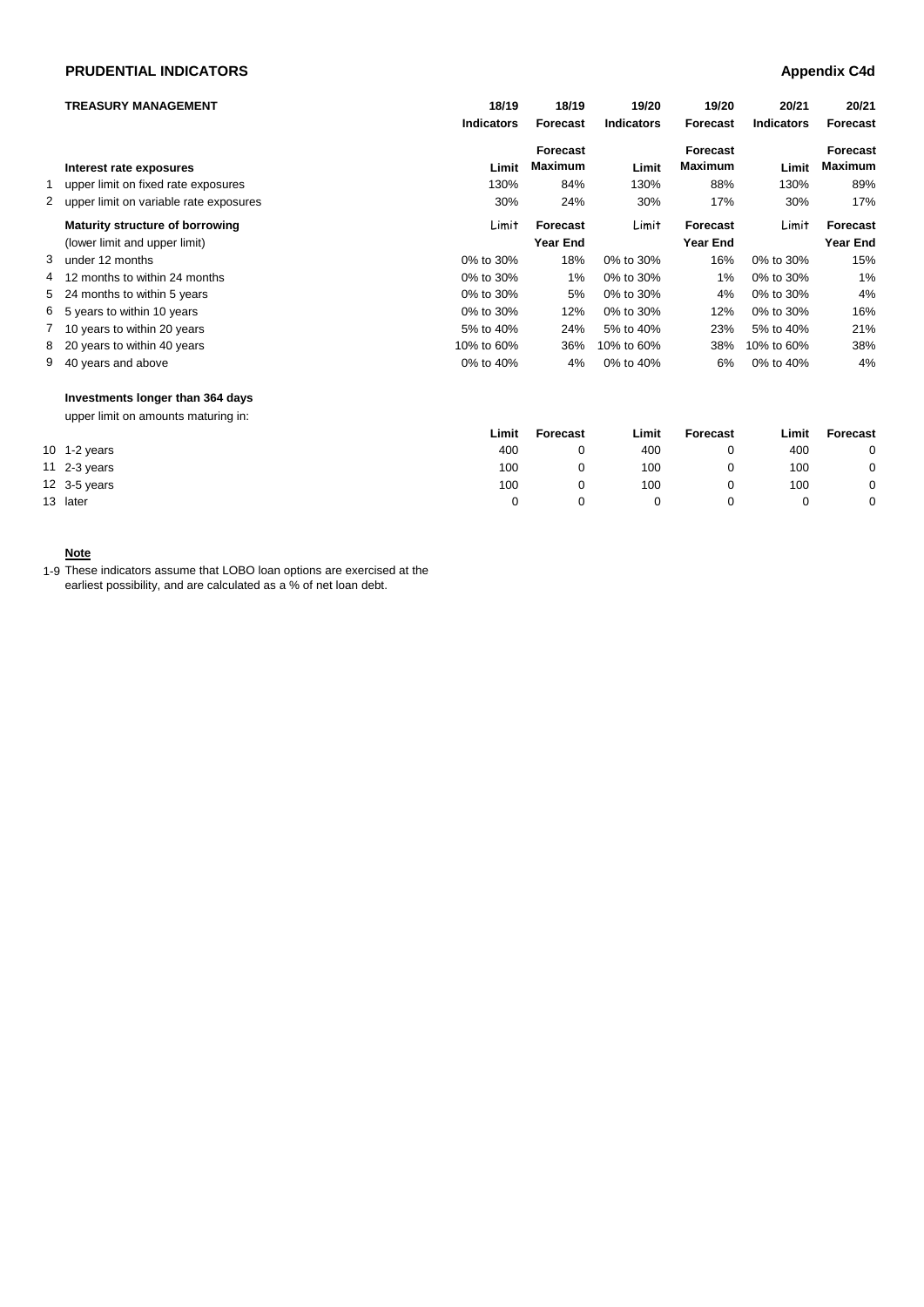## PRUDENTIAL INDICATORS

**Appendix C4d**

| | **TREASURY MANAGEMENT** | **18/19 Indicators** | **18/19 Forecast** | **19/20 Indicators** | **19/20 Forecast** | **20/21 Indicators** | **20/21 Forecast** |
|---|---|---|---|---|---|---|---|
| | **Interest rate exposures** | **Limit** | **Forecast Maximum** | **Limit** | **Forecast Maximum** | **Limit** | **Forecast Maximum** |
| 1 | upper limit on fixed rate exposures | 130% | 84% | 130% | 88% | 130% | 89% |
| 2 | upper limit on variable rate exposures | 30% | 24% | 30% | 17% | 30% | 17% |
| | **Maturity structure of borrowing** (lower limit and upper limit) | Limit | **Forecast Year End** | Limit | **Forecast Year End** | Limit | **Forecast Year End** |
| 3 | under 12 months | 0% to 30% | 18% | 0% to 30% | 16% | 0% to 30% | 15% |
| 4 | 12 months to within 24 months | 0% to 30% | 1% | 0% to 30% | 1% | 0% to 30% | 1% |
| 5 | 24 months to within 5 years | 0% to 30% | 5% | 0% to 30% | 4% | 0% to 30% | 4% |
| 6 | 5 years to within 10 years | 0% to 30% | 12% | 0% to 30% | 12% | 0% to 30% | 16% |
| 7 | 10 years to within 20 years | 5% to 40% | 24% | 5% to 40% | 23% | 5% to 40% | 21% |
| 8 | 20 years to within 40 years | 10% to 60% | 36% | 10% to 60% | 38% | 10% to 60% | 38% |
| 9 | 40 years and above | 0% to 40% | 4% | 0% to 40% | 6% | 0% to 40% | 4% |
| | **Investments longer than 364 days** upper limit on amounts maturing in: | **Limit** | **Forecast** | **Limit** | **Forecast** | **Limit** | **Forecast** |
| 10 | 1-2 years | 400 | 0 | 400 | 0 | 400 | 0 |
| 11 | 2-3 years | 100 | 0 | 100 | 0 | 100 | 0 |
| 12 | 3-5 years | 100 | 0 | 100 | 0 | 100 | 0 |
| 13 | later | 0 | 0 | 0 | 0 | 0 | 0 |

**Note**

1-9 These indicators assume that LOBO loan options are exercised at the earliest possibility, and are calculated as a % of net loan debt.